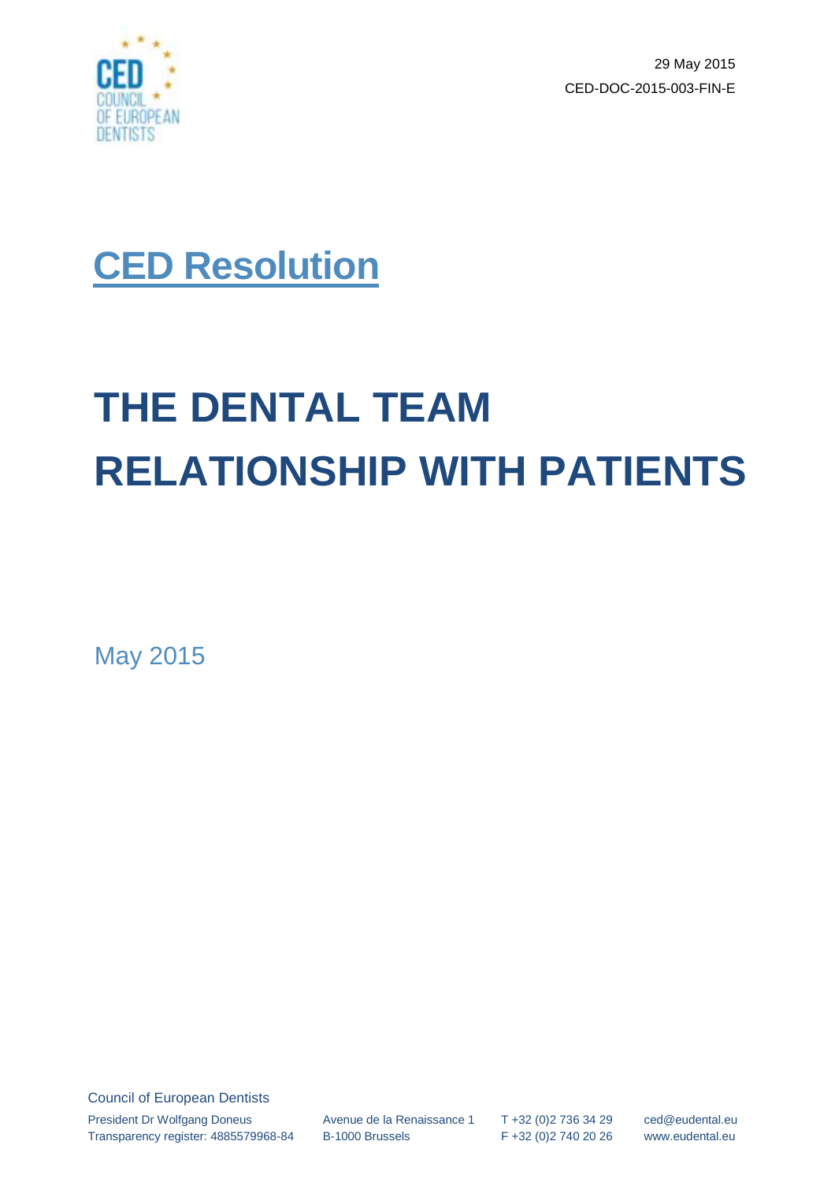29 May 2015

CED-DOC-2015-003-FIN-E

# CED Resolution

# THE DENTAL TEAM RELATIONSHIP WITH PATIENTS

May 2015

Council of European Dentists

President Dr Wolfgang Doneus
Transparency register: 4885579968-84

Avenue de la Renaissance 1
B-1000 Brussels

T +32 (0)2 736 34 29
F +32 (0)2 740 20 26

ced@eudental.eu
www.eudental.eu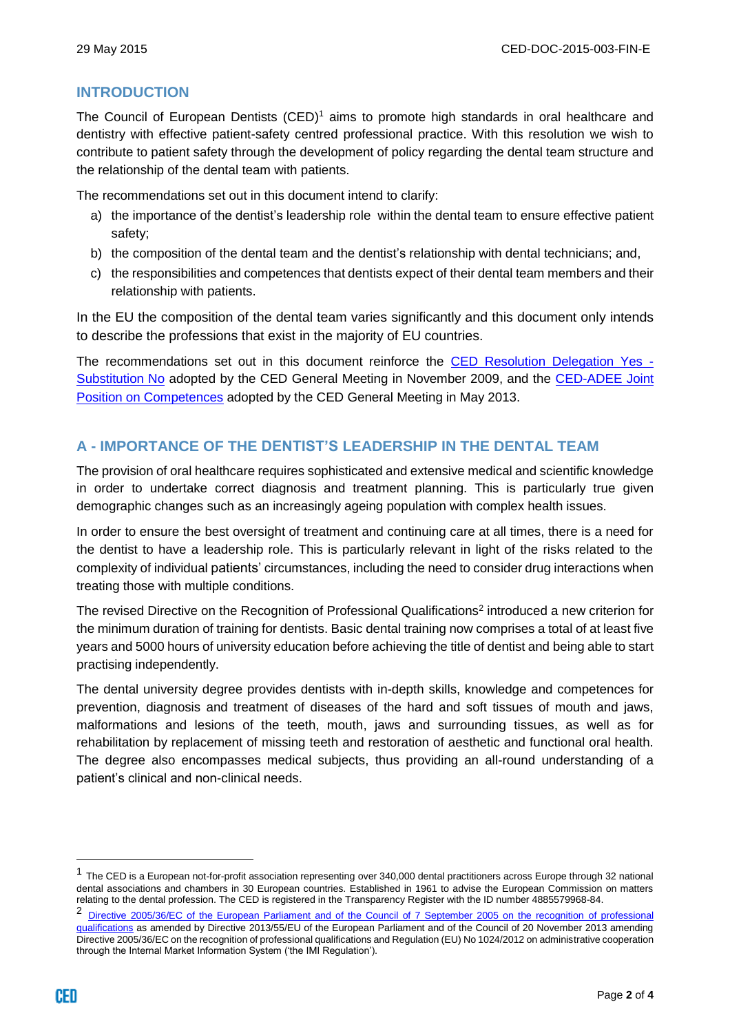## INTRODUCTION

The Council of European Dentists (CED)[1] aims to promote high standards in oral healthcare and dentistry with effective patient-safety centred professional practice. With this resolution we wish to contribute to patient safety through the development of policy regarding the dental team structure and the relationship of the dental team with patients.

The recommendations set out in this document intend to clarify:

a) the importance of the dentist's leadership role within the dental team to ensure effective patient safety;
b) the composition of the dental team and the dentist's relationship with dental technicians; and,
c) the responsibilities and competences that dentists expect of their dental team members and their relationship with patients.

In the EU the composition of the dental team varies significantly and this document only intends to describe the professions that exist in the majority of EU countries.

The recommendations set out in this document reinforce the CED Resolution Delegation Yes - Substitution No adopted by the CED General Meeting in November 2009, and the CED-ADEE Joint Position on Competences adopted by the CED General Meeting in May 2013.

## A - IMPORTANCE OF THE DENTIST'S LEADERSHIP IN THE DENTAL TEAM

The provision of oral healthcare requires sophisticated and extensive medical and scientific knowledge in order to undertake correct diagnosis and treatment planning. This is particularly true given demographic changes such as an increasingly ageing population with complex health issues.

In order to ensure the best oversight of treatment and continuing care at all times, there is a need for the dentist to have a leadership role. This is particularly relevant in light of the risks related to the complexity of individual patients' circumstances, including the need to consider drug interactions when treating those with multiple conditions.

The revised Directive on the Recognition of Professional Qualifications[2] introduced a new criterion for the minimum duration of training for dentists. Basic dental training now comprises a total of at least five years and 5000 hours of university education before achieving the title of dentist and being able to start practising independently.

The dental university degree provides dentists with in-depth skills, knowledge and competences for prevention, diagnosis and treatment of diseases of the hard and soft tissues of mouth and jaws, malformations and lesions of the teeth, mouth, jaws and surrounding tissues, as well as for rehabilitation by replacement of missing teeth and restoration of aesthetic and functional oral health. The degree also encompasses medical subjects, thus providing an all-round understanding of a patient's clinical and non-clinical needs.

---

[1] The CED is a European not-for-profit association representing over 340,000 dental practitioners across Europe through 32 national dental associations and chambers in 30 European countries. Established in 1961 to advise the European Commission on matters relating to the dental profession. The CED is registered in the Transparency Register with the ID number 4885579968-84.

[2] Directive 2005/36/EC of the European Parliament and of the Council of 7 September 2005 on the recognition of professional qualifications as amended by Directive 2013/55/EU of the European Parliament and of the Council of 20 November 2013 amending Directive 2005/36/EC on the recognition of professional qualifications and Regulation (EU) No 1024/2012 on administrative cooperation through the Internal Market Information System ('the IMI Regulation').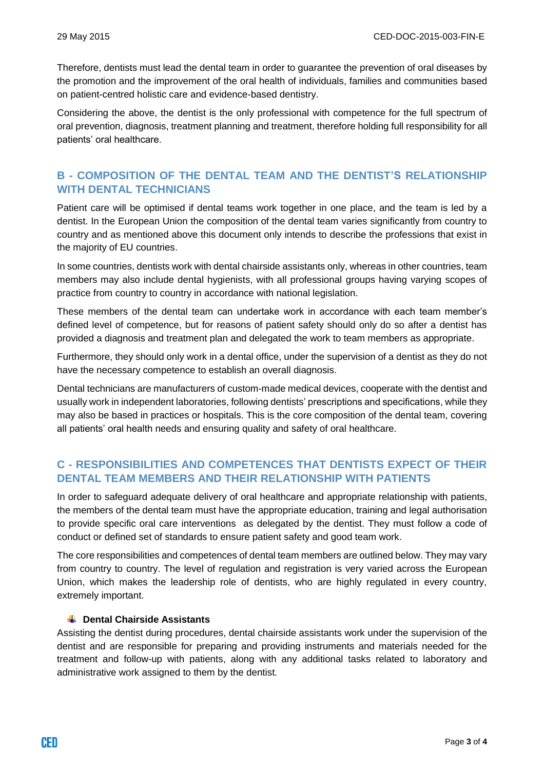Therefore, dentists must lead the dental team in order to guarantee the prevention of oral diseases by the promotion and the improvement of the oral health of individuals, families and communities based on patient-centred holistic care and evidence-based dentistry.

Considering the above, the dentist is the only professional with competence for the full spectrum of oral prevention, diagnosis, treatment planning and treatment, therefore holding full responsibility for all patients' oral healthcare.

## B - COMPOSITION OF THE DENTAL TEAM AND THE DENTIST'S RELATIONSHIP WITH DENTAL TECHNICIANS

Patient care will be optimised if dental teams work together in one place, and the team is led by a dentist. In the European Union the composition of the dental team varies significantly from country to country and as mentioned above this document only intends to describe the professions that exist in the majority of EU countries.

In some countries, dentists work with dental chairside assistants only, whereas in other countries, team members may also include dental hygienists, with all professional groups having varying scopes of practice from country to country in accordance with national legislation.

These members of the dental team can undertake work in accordance with each team member's defined level of competence, but for reasons of patient safety should only do so after a dentist has provided a diagnosis and treatment plan and delegated the work to team members as appropriate.

Furthermore, they should only work in a dental office, under the supervision of a dentist as they do not have the necessary competence to establish an overall diagnosis.

Dental technicians are manufacturers of custom-made medical devices, cooperate with the dentist and usually work in independent laboratories, following dentists' prescriptions and specifications, while they may also be based in practices or hospitals. This is the core composition of the dental team, covering all patients' oral health needs and ensuring quality and safety of oral healthcare.

## C - RESPONSIBILITIES AND COMPETENCES THAT DENTISTS EXPECT OF THEIR DENTAL TEAM MEMBERS AND THEIR RELATIONSHIP WITH PATIENTS

In order to safeguard adequate delivery of oral healthcare and appropriate relationship with patients, the members of the dental team must have the appropriate education, training and legal authorisation to provide specific oral care interventions as delegated by the dentist. They must follow a code of conduct or defined set of standards to ensure patient safety and good team work.

The core responsibilities and competences of dental team members are outlined below. They may vary from country to country. The level of regulation and registration is very varied across the European Union, which makes the leadership role of dentists, who are highly regulated in every country, extremely important.

- **Dental Chairside Assistants**

Assisting the dentist during procedures, dental chairside assistants work under the supervision of the dentist and are responsible for preparing and providing instruments and materials needed for the treatment and follow-up with patients, along with any additional tasks related to laboratory and administrative work assigned to them by the dentist.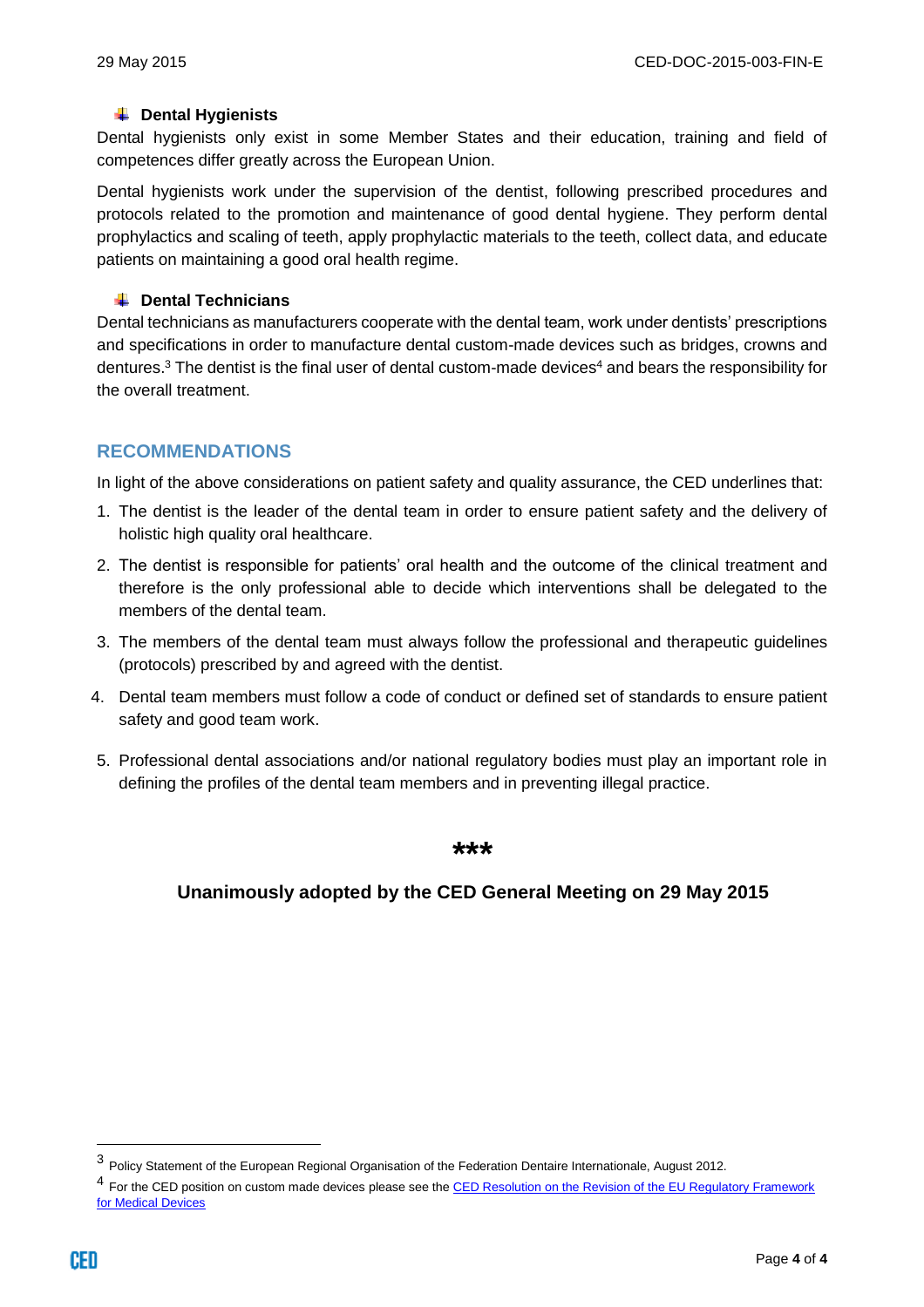### Dental Hygienists

Dental hygienists only exist in some Member States and their education, training and field of competences differ greatly across the European Union.

Dental hygienists work under the supervision of the dentist, following prescribed procedures and protocols related to the promotion and maintenance of good dental hygiene. They perform dental prophylactics and scaling of teeth, apply prophylactic materials to the teeth, collect data, and educate patients on maintaining a good oral health regime.

### Dental Technicians

Dental technicians as manufacturers cooperate with the dental team, work under dentists' prescriptions and specifications in order to manufacture dental custom-made devices such as bridges, crowns and dentures.[3] The dentist is the final user of dental custom-made devices[4] and bears the responsibility for the overall treatment.

## RECOMMENDATIONS

In light of the above considerations on patient safety and quality assurance, the CED underlines that:

1. The dentist is the leader of the dental team in order to ensure patient safety and the delivery of holistic high quality oral healthcare.
2. The dentist is responsible for patients' oral health and the outcome of the clinical treatment and therefore is the only professional able to decide which interventions shall be delegated to the members of the dental team.
3. The members of the dental team must always follow the professional and therapeutic guidelines (protocols) prescribed by and agreed with the dentist.
4. Dental team members must follow a code of conduct or defined set of standards to ensure patient safety and good team work.
5. Professional dental associations and/or national regulatory bodies must play an important role in defining the profiles of the dental team members and in preventing illegal practice.

***

**Unanimously adopted by the CED General Meeting on 29 May 2015**

---

[3] Policy Statement of the European Regional Organisation of the Federation Dentaire Internationale, August 2012.

[4] For the CED position on custom made devices please see the CED Resolution on the Revision of the EU Regulatory Framework for Medical Devices